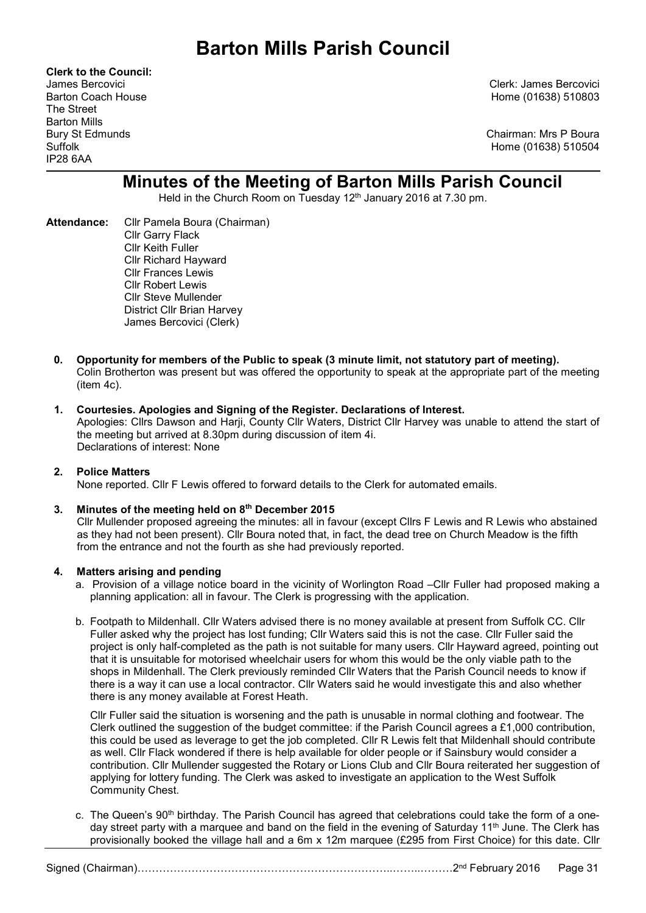# Barton Mills Parish Council

**Clerk to the Council:**
James Bercovici
Barton Coach House
The Street
Barton Mills
Bury St Edmunds
Suffolk
IP28 6AA

Clerk: James Bercovici
Home (01638) 510803

Chairman: Mrs P Boura
Home (01638) 510504

## Minutes of the Meeting of Barton Mills Parish Council

Held in the Church Room on Tuesday 12th January 2016 at 7.30 pm.

**Attendance:** Cllr Pamela Boura (Chairman)
Cllr Garry Flack
Cllr Keith Fuller
Cllr Richard Hayward
Cllr Frances Lewis
Cllr Robert Lewis
Cllr Steve Mullender
District Cllr Brian Harvey
James Bercovici (Clerk)

**0. Opportunity for members of the Public to speak (3 minute limit, not statutory part of meeting).**
Colin Brotherton was present but was offered the opportunity to speak at the appropriate part of the meeting (item 4c).

**1. Courtesies. Apologies and Signing of the Register. Declarations of Interest.**
Apologies: Cllrs Dawson and Harji, County Cllr Waters, District Cllr Harvey was unable to attend the start of the meeting but arrived at 8.30pm during discussion of item 4i.
Declarations of interest: None

**2. Police Matters**
None reported. Cllr F Lewis offered to forward details to the Clerk for automated emails.

**3. Minutes of the meeting held on 8th December 2015**
Cllr Mullender proposed agreeing the minutes: all in favour (except Cllrs F Lewis and R Lewis who abstained as they had not been present). Cllr Boura noted that, in fact, the dead tree on Church Meadow is the fifth from the entrance and not the fourth as she had previously reported.

**4. Matters arising and pending**

a. Provision of a village notice board in the vicinity of Worlington Road –Cllr Fuller had proposed making a planning application: all in favour. The Clerk is progressing with the application.

b. Footpath to Mildenhall. Cllr Waters advised there is no money available at present from Suffolk CC. Cllr Fuller asked why the project has lost funding; Cllr Waters said this is not the case. Cllr Fuller said the project is only half-completed as the path is not suitable for many users. Cllr Hayward agreed, pointing out that it is unsuitable for motorised wheelchair users for whom this would be the only viable path to the shops in Mildenhall. The Clerk previously reminded Cllr Waters that the Parish Council needs to know if there is a way it can use a local contractor. Cllr Waters said he would investigate this and also whether there is any money available at Forest Heath.

Cllr Fuller said the situation is worsening and the path is unusable in normal clothing and footwear. The Clerk outlined the suggestion of the budget committee: if the Parish Council agrees a £1,000 contribution, this could be used as leverage to get the job completed. Cllr R Lewis felt that Mildenhall should contribute as well. Cllr Flack wondered if there is help available for older people or if Sainsbury would consider a contribution. Cllr Mullender suggested the Rotary or Lions Club and Cllr Boura reiterated her suggestion of applying for lottery funding. The Clerk was asked to investigate an application to the West Suffolk Community Chest.

c. The Queen's 90th birthday. The Parish Council has agreed that celebrations could take the form of a one-day street party with a marquee and band on the field in the evening of Saturday 11th June. The Clerk has provisionally booked the village hall and a 6m x 12m marquee (£295 from First Choice) for this date. Cllr

Signed (Chairman)……………………………………………………………..……..………2nd February 2016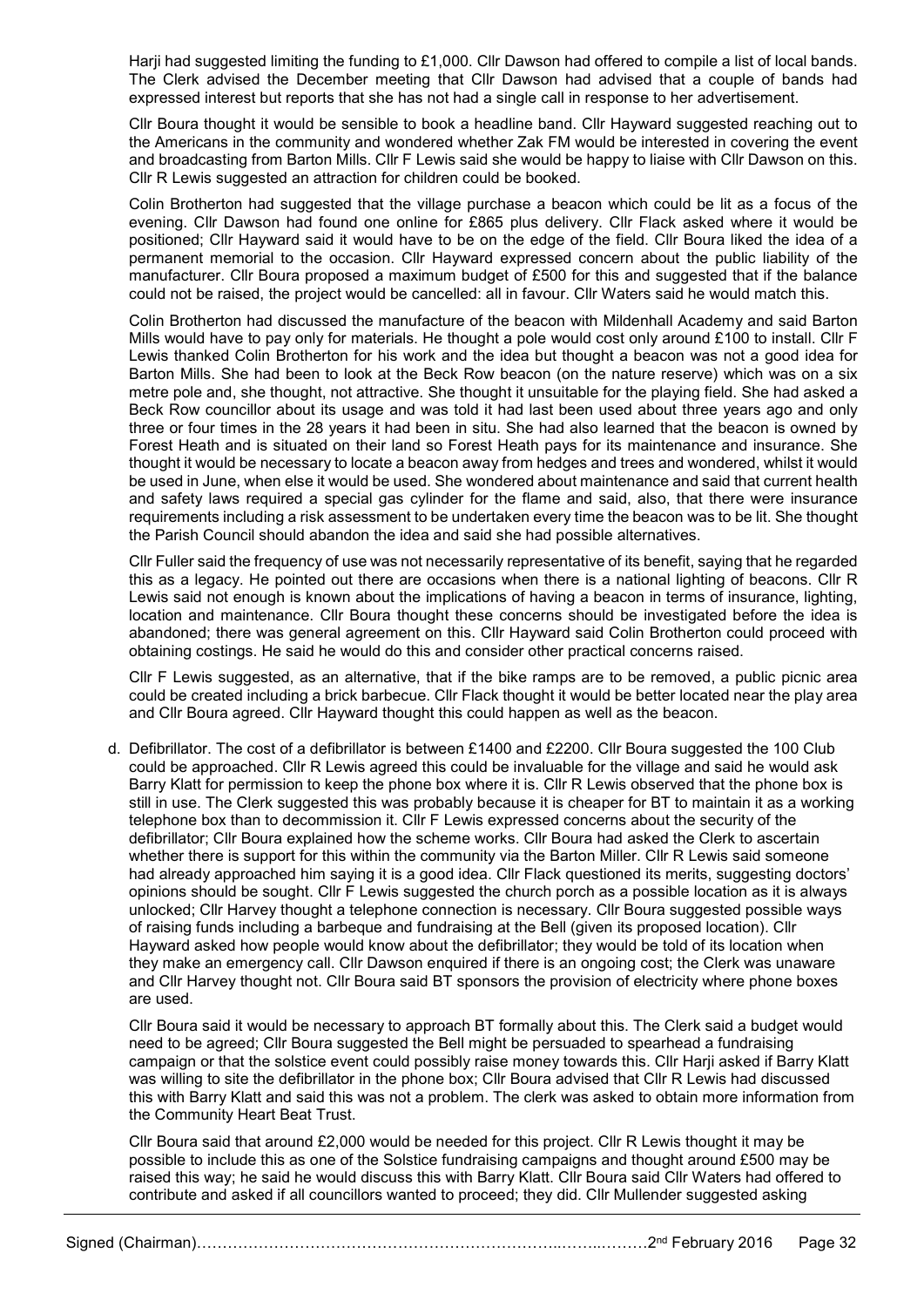Harji had suggested limiting the funding to £1,000. Cllr Dawson had offered to compile a list of local bands. The Clerk advised the December meeting that Cllr Dawson had advised that a couple of bands had expressed interest but reports that she has not had a single call in response to her advertisement.

Cllr Boura thought it would be sensible to book a headline band. Cllr Hayward suggested reaching out to the Americans in the community and wondered whether Zak FM would be interested in covering the event and broadcasting from Barton Mills. Cllr F Lewis said she would be happy to liaise with Cllr Dawson on this. Cllr R Lewis suggested an attraction for children could be booked.

Colin Brotherton had suggested that the village purchase a beacon which could be lit as a focus of the evening. Cllr Dawson had found one online for £865 plus delivery. Cllr Flack asked where it would be positioned; Cllr Hayward said it would have to be on the edge of the field. Cllr Boura liked the idea of a permanent memorial to the occasion. Cllr Hayward expressed concern about the public liability of the manufacturer. Cllr Boura proposed a maximum budget of £500 for this and suggested that if the balance could not be raised, the project would be cancelled: all in favour. Cllr Waters said he would match this.

Colin Brotherton had discussed the manufacture of the beacon with Mildenhall Academy and said Barton Mills would have to pay only for materials. He thought a pole would cost only around £100 to install. Cllr F Lewis thanked Colin Brotherton for his work and the idea but thought a beacon was not a good idea for Barton Mills. She had been to look at the Beck Row beacon (on the nature reserve) which was on a six metre pole and, she thought, not attractive. She thought it unsuitable for the playing field. She had asked a Beck Row councillor about its usage and was told it had last been used about three years ago and only three or four times in the 28 years it had been in situ. She had also learned that the beacon is owned by Forest Heath and is situated on their land so Forest Heath pays for its maintenance and insurance. She thought it would be necessary to locate a beacon away from hedges and trees and wondered, whilst it would be used in June, when else it would be used. She wondered about maintenance and said that current health and safety laws required a special gas cylinder for the flame and said, also, that there were insurance requirements including a risk assessment to be undertaken every time the beacon was to be lit. She thought the Parish Council should abandon the idea and said she had possible alternatives.

Cllr Fuller said the frequency of use was not necessarily representative of its benefit, saying that he regarded this as a legacy. He pointed out there are occasions when there is a national lighting of beacons. Cllr R Lewis said not enough is known about the implications of having a beacon in terms of insurance, lighting, location and maintenance. Cllr Boura thought these concerns should be investigated before the idea is abandoned; there was general agreement on this. Cllr Hayward said Colin Brotherton could proceed with obtaining costings. He said he would do this and consider other practical concerns raised.

Cllr F Lewis suggested, as an alternative, that if the bike ramps are to be removed, a public picnic area could be created including a brick barbecue. Cllr Flack thought it would be better located near the play area and Cllr Boura agreed. Cllr Hayward thought this could happen as well as the beacon.

d. Defibrillator. The cost of a defibrillator is between £1400 and £2200. Cllr Boura suggested the 100 Club could be approached. Cllr R Lewis agreed this could be invaluable for the village and said he would ask Barry Klatt for permission to keep the phone box where it is. Cllr R Lewis observed that the phone box is still in use. The Clerk suggested this was probably because it is cheaper for BT to maintain it as a working telephone box than to decommission it. Cllr F Lewis expressed concerns about the security of the defibrillator; Cllr Boura explained how the scheme works. Cllr Boura had asked the Clerk to ascertain whether there is support for this within the community via the Barton Miller. Cllr R Lewis said someone had already approached him saying it is a good idea. Cllr Flack questioned its merits, suggesting doctors' opinions should be sought. Cllr F Lewis suggested the church porch as a possible location as it is always unlocked; Cllr Harvey thought a telephone connection is necessary. Cllr Boura suggested possible ways of raising funds including a barbeque and fundraising at the Bell (given its proposed location). Cllr Hayward asked how people would know about the defibrillator; they would be told of its location when they make an emergency call. Cllr Dawson enquired if there is an ongoing cost; the Clerk was unaware and Cllr Harvey thought not. Cllr Boura said BT sponsors the provision of electricity where phone boxes are used.

Cllr Boura said it would be necessary to approach BT formally about this. The Clerk said a budget would need to be agreed; Cllr Boura suggested the Bell might be persuaded to spearhead a fundraising campaign or that the solstice event could possibly raise money towards this. Cllr Harji asked if Barry Klatt was willing to site the defibrillator in the phone box; Cllr Boura advised that Cllr R Lewis had discussed this with Barry Klatt and said this was not a problem. The clerk was asked to obtain more information from the Community Heart Beat Trust.

Cllr Boura said that around £2,000 would be needed for this project. Cllr R Lewis thought it may be possible to include this as one of the Solstice fundraising campaigns and thought around £500 may be raised this way; he said he would discuss this with Barry Klatt. Cllr Boura said Cllr Waters had offered to contribute and asked if all councillors wanted to proceed; they did. Cllr Mullender suggested asking

Signed (Chairman)……………………………………………………………..……..………2nd February 2016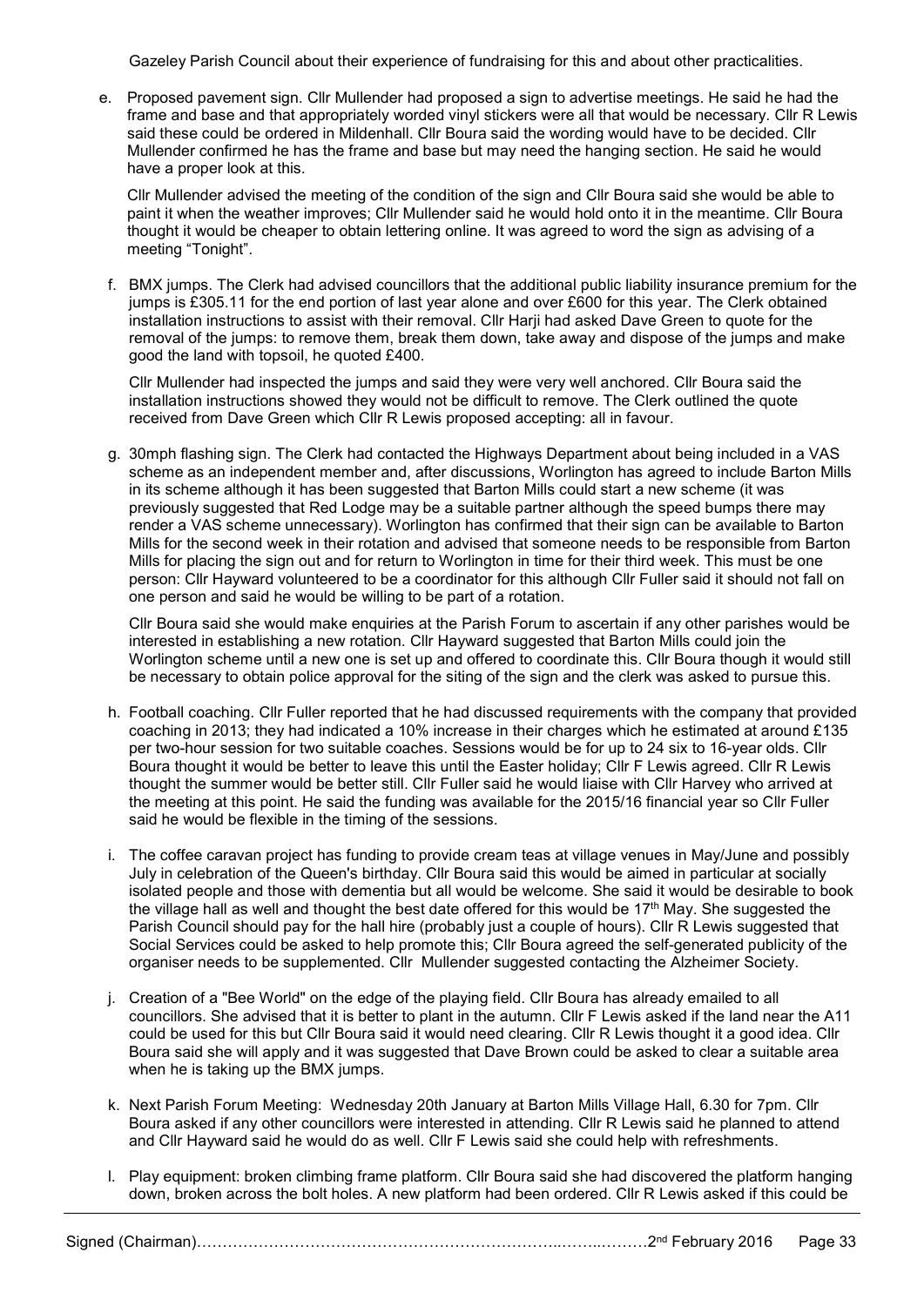Gazeley Parish Council about their experience of fundraising for this and about other practicalities.

e. Proposed pavement sign. Cllr Mullender had proposed a sign to advertise meetings. He said he had the frame and base and that appropriately worded vinyl stickers were all that would be necessary. Cllr R Lewis said these could be ordered in Mildenhall. Cllr Boura said the wording would have to be decided. Cllr Mullender confirmed he has the frame and base but may need the hanging section. He said he would have a proper look at this.

   Cllr Mullender advised the meeting of the condition of the sign and Cllr Boura said she would be able to paint it when the weather improves; Cllr Mullender said he would hold onto it in the meantime. Cllr Boura thought it would be cheaper to obtain lettering online. It was agreed to word the sign as advising of a meeting "Tonight".

f. BMX jumps. The Clerk had advised councillors that the additional public liability insurance premium for the jumps is £305.11 for the end portion of last year alone and over £600 for this year. The Clerk obtained installation instructions to assist with their removal. Cllr Harji had asked Dave Green to quote for the removal of the jumps: to remove them, break them down, take away and dispose of the jumps and make good the land with topsoil, he quoted £400.

   Cllr Mullender had inspected the jumps and said they were very well anchored. Cllr Boura said the installation instructions showed they would not be difficult to remove. The Clerk outlined the quote received from Dave Green which Cllr R Lewis proposed accepting: all in favour.

g. 30mph flashing sign. The Clerk had contacted the Highways Department about being included in a VAS scheme as an independent member and, after discussions, Worlington has agreed to include Barton Mills in its scheme although it has been suggested that Barton Mills could start a new scheme (it was previously suggested that Red Lodge may be a suitable partner although the speed bumps there may render a VAS scheme unnecessary). Worlington has confirmed that their sign can be available to Barton Mills for the second week in their rotation and advised that someone needs to be responsible from Barton Mills for placing the sign out and for return to Worlington in time for their third week. This must be one person: Cllr Hayward volunteered to be a coordinator for this although Cllr Fuller said it should not fall on one person and said he would be willing to be part of a rotation.

   Cllr Boura said she would make enquiries at the Parish Forum to ascertain if any other parishes would be interested in establishing a new rotation. Cllr Hayward suggested that Barton Mills could join the Worlington scheme until a new one is set up and offered to coordinate this. Cllr Boura though it would still be necessary to obtain police approval for the siting of the sign and the clerk was asked to pursue this.

h. Football coaching. Cllr Fuller reported that he had discussed requirements with the company that provided coaching in 2013; they had indicated a 10% increase in their charges which he estimated at around £135 per two-hour session for two suitable coaches. Sessions would be for up to 24 six to 16-year olds. Cllr Boura thought it would be better to leave this until the Easter holiday; Cllr F Lewis agreed. Cllr R Lewis thought the summer would be better still. Cllr Fuller said he would liaise with Cllr Harvey who arrived at the meeting at this point. He said the funding was available for the 2015/16 financial year so Cllr Fuller said he would be flexible in the timing of the sessions.

i. The coffee caravan project has funding to provide cream teas at village venues in May/June and possibly July in celebration of the Queen's birthday. Cllr Boura said this would be aimed in particular at socially isolated people and those with dementia but all would be welcome. She said it would be desirable to book the village hall as well and thought the best date offered for this would be 17th May. She suggested the Parish Council should pay for the hall hire (probably just a couple of hours). Cllr R Lewis suggested that Social Services could be asked to help promote this; Cllr Boura agreed the self-generated publicity of the organiser needs to be supplemented. Cllr Mullender suggested contacting the Alzheimer Society.

j. Creation of a "Bee World" on the edge of the playing field. Cllr Boura has already emailed to all councillors. She advised that it is better to plant in the autumn. Cllr F Lewis asked if the land near the A11 could be used for this but Cllr Boura said it would need clearing. Cllr R Lewis thought it a good idea. Cllr Boura said she will apply and it was suggested that Dave Brown could be asked to clear a suitable area when he is taking up the BMX jumps.

k. Next Parish Forum Meeting: Wednesday 20th January at Barton Mills Village Hall, 6.30 for 7pm. Cllr Boura asked if any other councillors were interested in attending. Cllr R Lewis said he planned to attend and Cllr Hayward said he would do as well. Cllr F Lewis said she could help with refreshments.

l. Play equipment: broken climbing frame platform. Cllr Boura said she had discovered the platform hanging down, broken across the bolt holes. A new platform had been ordered. Cllr R Lewis asked if this could be

Signed (Chairman)…………………………………………………………………………………2nd February 2016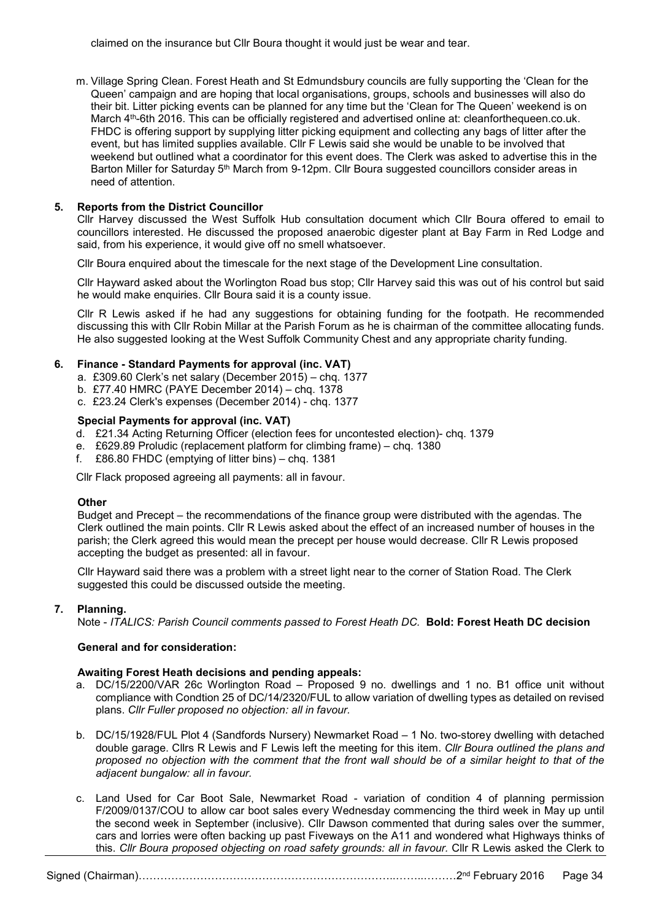claimed on the insurance but Cllr Boura thought it would just be wear and tear.

m. Village Spring Clean. Forest Heath and St Edmundsbury councils are fully supporting the 'Clean for the Queen' campaign and are hoping that local organisations, groups, schools and businesses will also do their bit. Litter picking events can be planned for any time but the 'Clean for The Queen' weekend is on March 4th-6th 2016. This can be officially registered and advertised online at: cleanforthequeen.co.uk. FHDC is offering support by supplying litter picking equipment and collecting any bags of litter after the event, but has limited supplies available. Cllr F Lewis said she would be unable to be involved that weekend but outlined what a coordinator for this event does. The Clerk was asked to advertise this in the Barton Miller for Saturday 5th March from 9-12pm. Cllr Boura suggested councillors consider areas in need of attention.

**5. Reports from the District Councillor**

Cllr Harvey discussed the West Suffolk Hub consultation document which Cllr Boura offered to email to councillors interested. He discussed the proposed anaerobic digester plant at Bay Farm in Red Lodge and said, from his experience, it would give off no smell whatsoever.

Cllr Boura enquired about the timescale for the next stage of the Development Line consultation.

Cllr Hayward asked about the Worlington Road bus stop; Cllr Harvey said this was out of his control but said he would make enquiries. Cllr Boura said it is a county issue.

Cllr R Lewis asked if he had any suggestions for obtaining funding for the footpath. He recommended discussing this with Cllr Robin Millar at the Parish Forum as he is chairman of the committee allocating funds. He also suggested looking at the West Suffolk Community Chest and any appropriate charity funding.

**6. Finance - Standard Payments for approval (inc. VAT)**

a. £309.60 Clerk's net salary (December 2015) – chq. 1377
b. £77.40 HMRC (PAYE December 2014) – chq. 1378
c. £23.24 Clerk's expenses (December 2014) - chq. 1377

**Special Payments for approval (inc. VAT)**

d. £21.34 Acting Returning Officer (election fees for uncontested election)- chq. 1379
e. £629.89 Proludic (replacement platform for climbing frame) – chq. 1380
f. £86.80 FHDC (emptying of litter bins) – chq. 1381

Cllr Flack proposed agreeing all payments: all in favour.

**Other**

Budget and Precept – the recommendations of the finance group were distributed with the agendas. The Clerk outlined the main points. Cllr R Lewis asked about the effect of an increased number of houses in the parish; the Clerk agreed this would mean the precept per house would decrease. Cllr R Lewis proposed accepting the budget as presented: all in favour.

Cllr Hayward said there was a problem with a street light near to the corner of Station Road. The Clerk suggested this could be discussed outside the meeting.

**7. Planning.**

Note - *ITALICS: Parish Council comments passed to Forest Heath DC.* **Bold: Forest Heath DC decision**

**General and for consideration:**

**Awaiting Forest Heath decisions and pending appeals:**

a. DC/15/2200/VAR 26c Worlington Road – Proposed 9 no. dwellings and 1 no. B1 office unit without compliance with Condtion 25 of DC/14/2320/FUL to allow variation of dwelling types as detailed on revised plans. *Cllr Fuller proposed no objection: all in favour.*

b. DC/15/1928/FUL Plot 4 (Sandfords Nursery) Newmarket Road – 1 No. two-storey dwelling with detached double garage. Cllrs R Lewis and F Lewis left the meeting for this item. *Cllr Boura outlined the plans and proposed no objection with the comment that the front wall should be of a similar height to that of the adjacent bungalow: all in favour.*

c. Land Used for Car Boot Sale, Newmarket Road - variation of condition 4 of planning permission F/2009/0137/COU to allow car boot sales every Wednesday commencing the third week in May up until the second week in September (inclusive). Cllr Dawson commented that during sales over the summer, cars and lorries were often backing up past Fiveways on the A11 and wondered what Highways thinks of this. *Cllr Boura proposed objecting on road safety grounds: all in favour.* Cllr R Lewis asked the Clerk to

Signed (Chairman)…………………………………………………………………………2nd February 2016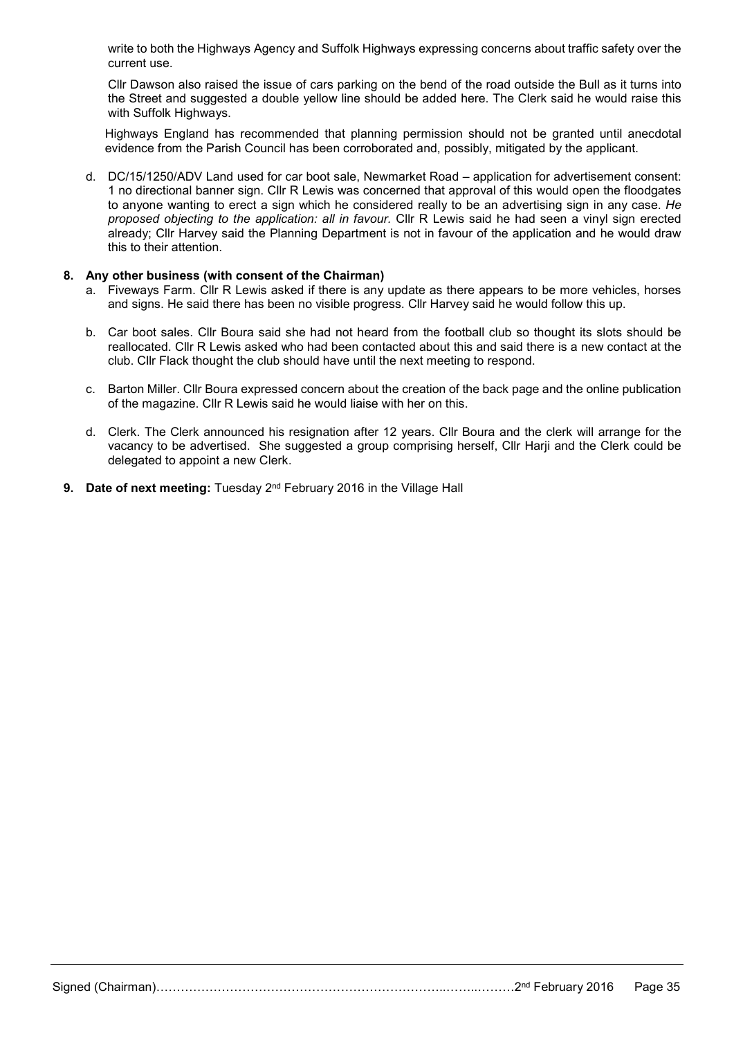write to both the Highways Agency and Suffolk Highways expressing concerns about traffic safety over the current use.

Cllr Dawson also raised the issue of cars parking on the bend of the road outside the Bull as it turns into the Street and suggested a double yellow line should be added here. The Clerk said he would raise this with Suffolk Highways.

Highways England has recommended that planning permission should not be granted until anecdotal evidence from the Parish Council has been corroborated and, possibly, mitigated by the applicant.

d. DC/15/1250/ADV Land used for car boot sale, Newmarket Road – application for advertisement consent: 1 no directional banner sign. Cllr R Lewis was concerned that approval of this would open the floodgates to anyone wanting to erect a sign which he considered really to be an advertising sign in any case. *He proposed objecting to the application: all in favour.* Cllr R Lewis said he had seen a vinyl sign erected already; Cllr Harvey said the Planning Department is not in favour of the application and he would draw this to their attention.

**8. Any other business (with consent of the Chairman)**

a. Fiveways Farm. Cllr R Lewis asked if there is any update as there appears to be more vehicles, horses and signs. He said there has been no visible progress. Cllr Harvey said he would follow this up.

b. Car boot sales. Cllr Boura said she had not heard from the football club so thought its slots should be reallocated. Cllr R Lewis asked who had been contacted about this and said there is a new contact at the club. Cllr Flack thought the club should have until the next meeting to respond.

c. Barton Miller. Cllr Boura expressed concern about the creation of the back page and the online publication of the magazine. Cllr R Lewis said he would liaise with her on this.

d. Clerk. The Clerk announced his resignation after 12 years. Cllr Boura and the clerk will arrange for the vacancy to be advertised. She suggested a group comprising herself, Cllr Harji and the Clerk could be delegated to appoint a new Clerk.

**9. Date of next meeting:** Tuesday 2nd February 2016 in the Village Hall

Signed (Chairman)……………………………………………………………..……..………2nd February 2016